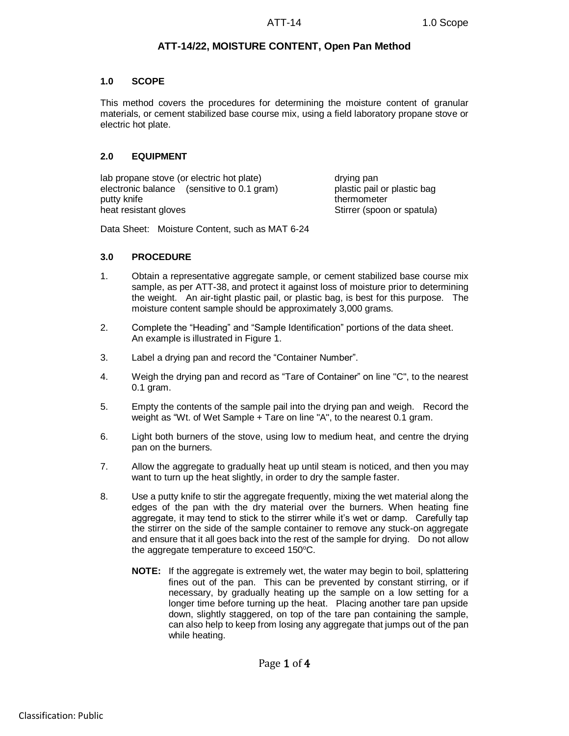# ATT-14/22, MOISTURE CONTENT, Open Pan Method

## 1.0 SCOPE

This method covers the procedures for determining the moisture content of granular materials, or cement stabilized base course mix, using a field laboratory propane stove or electric hot plate.

## 2.0 EQUIPMENT

lab propane stove (or electric hot plate)
electronic balance (sensitive to 0.1 gram)
putty knife
heat resistant gloves
drying pan
plastic pail or plastic bag
thermometer
Stirrer (spoon or spatula)

Data Sheet: Moisture Content, such as MAT 6-24

## 3.0 PROCEDURE

1. Obtain a representative aggregate sample, or cement stabilized base course mix sample, as per ATT-38, and protect it against loss of moisture prior to determining the weight. An air-tight plastic pail, or plastic bag, is best for this purpose. The moisture content sample should be approximately 3,000 grams.

2. Complete the "Heading" and "Sample Identification" portions of the data sheet. An example is illustrated in Figure 1.

3. Label a drying pan and record the "Container Number".

4. Weigh the drying pan and record as "Tare of Container" on line "C", to the nearest 0.1 gram.

5. Empty the contents of the sample pail into the drying pan and weigh. Record the weight as "Wt. of Wet Sample + Tare on line "A", to the nearest 0.1 gram.

6. Light both burners of the stove, using low to medium heat, and centre the drying pan on the burners.

7. Allow the aggregate to gradually heat up until steam is noticed, and then you may want to turn up the heat slightly, in order to dry the sample faster.

8. Use a putty knife to stir the aggregate frequently, mixing the wet material along the edges of the pan with the dry material over the burners. When heating fine aggregate, it may tend to stick to the stirrer while it's wet or damp. Carefully tap the stirrer on the side of the sample container to remove any stuck-on aggregate and ensure that it all goes back into the rest of the sample for drying. Do not allow the aggregate temperature to exceed 150°C.

   **NOTE:** If the aggregate is extremely wet, the water may begin to boil, splattering fines out of the pan. This can be prevented by constant stirring, or if necessary, by gradually heating up the sample on a low setting for a longer time before turning up the heat. Placing another tare pan upside down, slightly staggered, on top of the tare pan containing the sample, can also help to keep from losing any aggregate that jumps out of the pan while heating.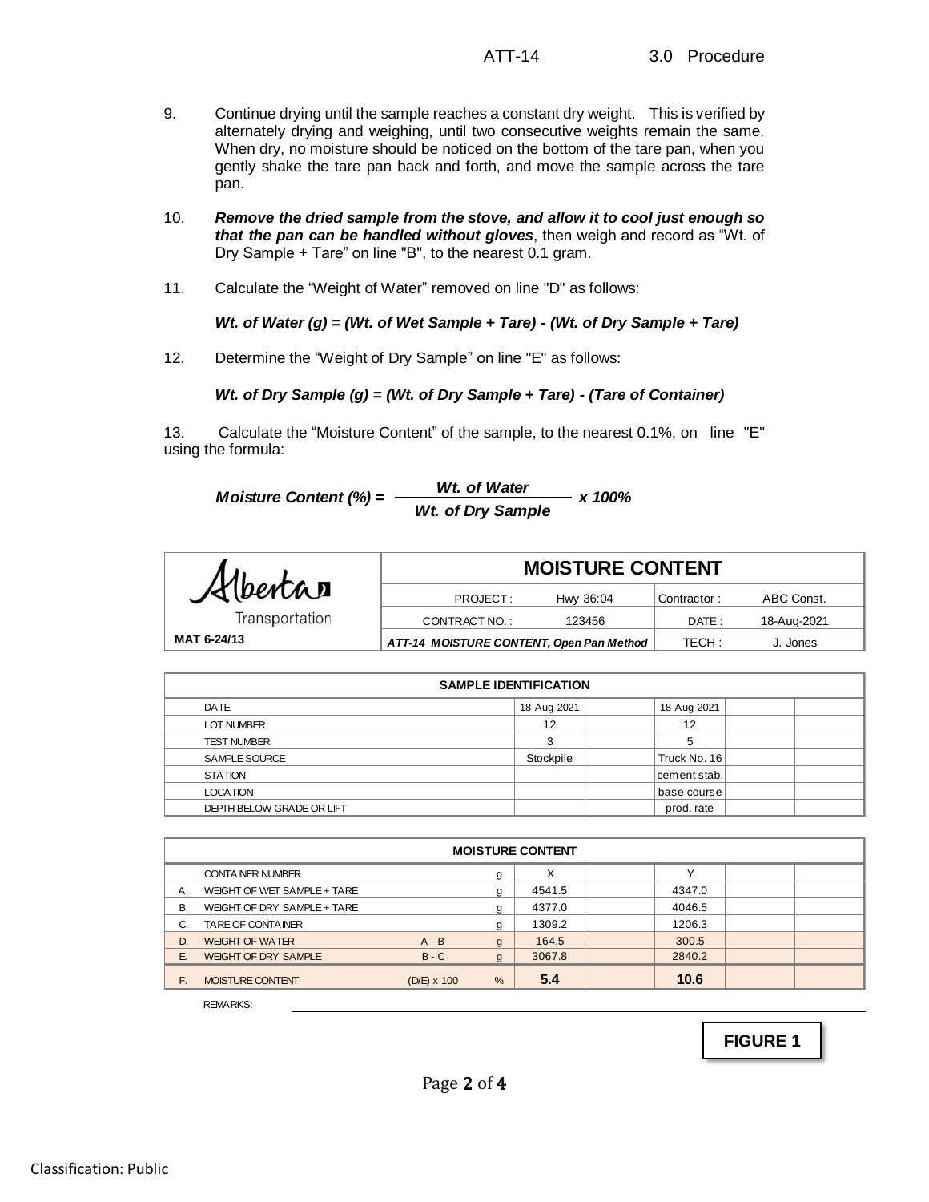9. Continue drying until the sample reaches a constant dry weight. This is verified by alternately drying and weighing, until two consecutive weights remain the same. When dry, no moisture should be noticed on the bottom of the tare pan, when you gently shake the tare pan back and forth, and move the sample across the tare pan.

10. ***Remove the dried sample from the stove, and allow it to cool just enough so that the pan can be handled without gloves***, then weigh and record as "Wt. of Dry Sample + Tare" on line "B", to the nearest 0.1 gram.

11. Calculate the "Weight of Water" removed on line "D" as follows:

    ***Wt. of Water (g) = (Wt. of Wet Sample + Tare) - (Wt. of Dry Sample + Tare)***

12. Determine the "Weight of Dry Sample" on line "E" as follows:

    ***Wt. of Dry Sample (g) = (Wt. of Dry Sample + Tare) - (Tare of Container)***

13. Calculate the "Moisture Content" of the sample, to the nearest 0.1%, on line "E" using the formula:

$$\textit{Moisture Content (\%)} = \frac{\textit{Wt. of Water}}{\textit{Wt. of Dry Sample}} \times 100\%$$

| Alberta Transportation | MOISTURE CONTENT | | | |
|---|---|---|---|---|
| | PROJECT : | Hwy 36:04 | Contractor : | ABC Const. |
| | CONTRACT NO. : | 123456 | DATE : | 18-Aug-2021 |
| MAT 6-24/13 | ***ATT-14 MOISTURE CONTENT, Open Pan Method*** | | TECH : | J. Jones |

| SAMPLE IDENTIFICATION | | | | | |
|---|---|---|---|---|---|
| DATE | 18-Aug-2021 | | 18-Aug-2021 | | |
| LOT NUMBER | 12 | | 12 | | |
| TEST NUMBER | 3 | | 5 | | |
| SAMPLE SOURCE | Stockpile | | Truck No. 16 | | |
| STATION | | | cement stab. | | |
| LOCATION | | | base course | | |
| DEPTH BELOW GRADE OR LIFT | | | prod. rate | | |

| | MOISTURE CONTENT | | | | | | | |
|---|---|---|---|---|---|---|---|---|
| | CONTAINER NUMBER | | g | X | | Y | | |
| A. | WEIGHT OF WET SAMPLE + TARE | | g | 4541.5 | | 4347.0 | | |
| B. | WEIGHT OF DRY SAMPLE + TARE | | g | 4377.0 | | 4046.5 | | |
| C. | TARE OF CONTAINER | | g | 1309.2 | | 1206.3 | | |
| D. | WEIGHT OF WATER | A - B | g | 164.5 | | 300.5 | | |
| E. | WEIGHT OF DRY SAMPLE | B - C | g | 3067.8 | | 2840.2 | | |
| F. | MOISTURE CONTENT | (D/E) x 100 | % | **5.4** | | **10.6** | | |

REMARKS:

**FIGURE 1**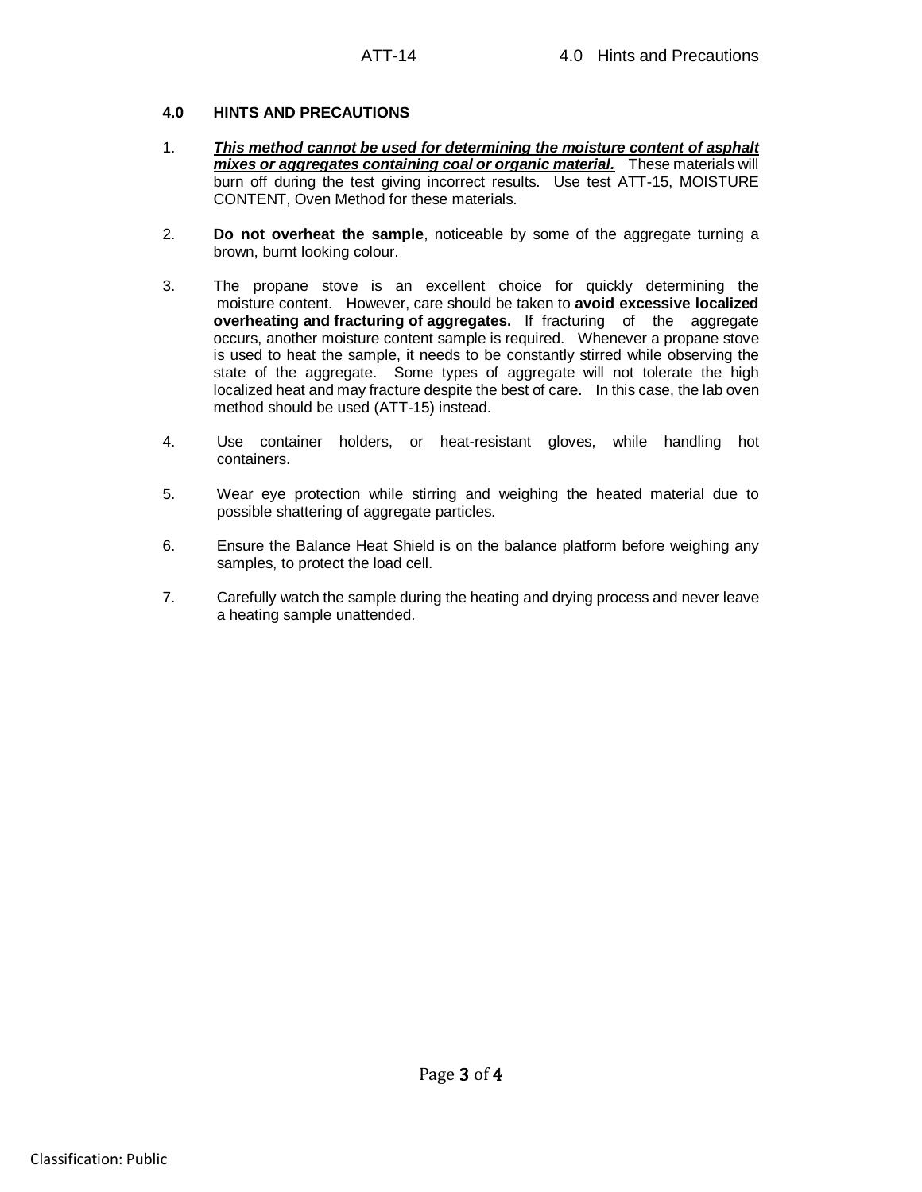## 4.0 HINTS AND PRECAUTIONS

1. ***This method cannot be used for determining the moisture content of asphalt mixes or aggregates containing coal or organic material.*** These materials will burn off during the test giving incorrect results. Use test ATT-15, MOISTURE CONTENT, Oven Method for these materials.

2. **Do not overheat the sample**, noticeable by some of the aggregate turning a brown, burnt looking colour.

3. The propane stove is an excellent choice for quickly determining the moisture content. However, care should be taken to **avoid excessive localized overheating and fracturing of aggregates.** If fracturing of the aggregate occurs, another moisture content sample is required. Whenever a propane stove is used to heat the sample, it needs to be constantly stirred while observing the state of the aggregate. Some types of aggregate will not tolerate the high localized heat and may fracture despite the best of care. In this case, the lab oven method should be used (ATT-15) instead.

4. Use container holders, or heat-resistant gloves, while handling hot containers.

5. Wear eye protection while stirring and weighing the heated material due to possible shattering of aggregate particles.

6. Ensure the Balance Heat Shield is on the balance platform before weighing any samples, to protect the load cell.

7. Carefully watch the sample during the heating and drying process and never leave a heating sample unattended.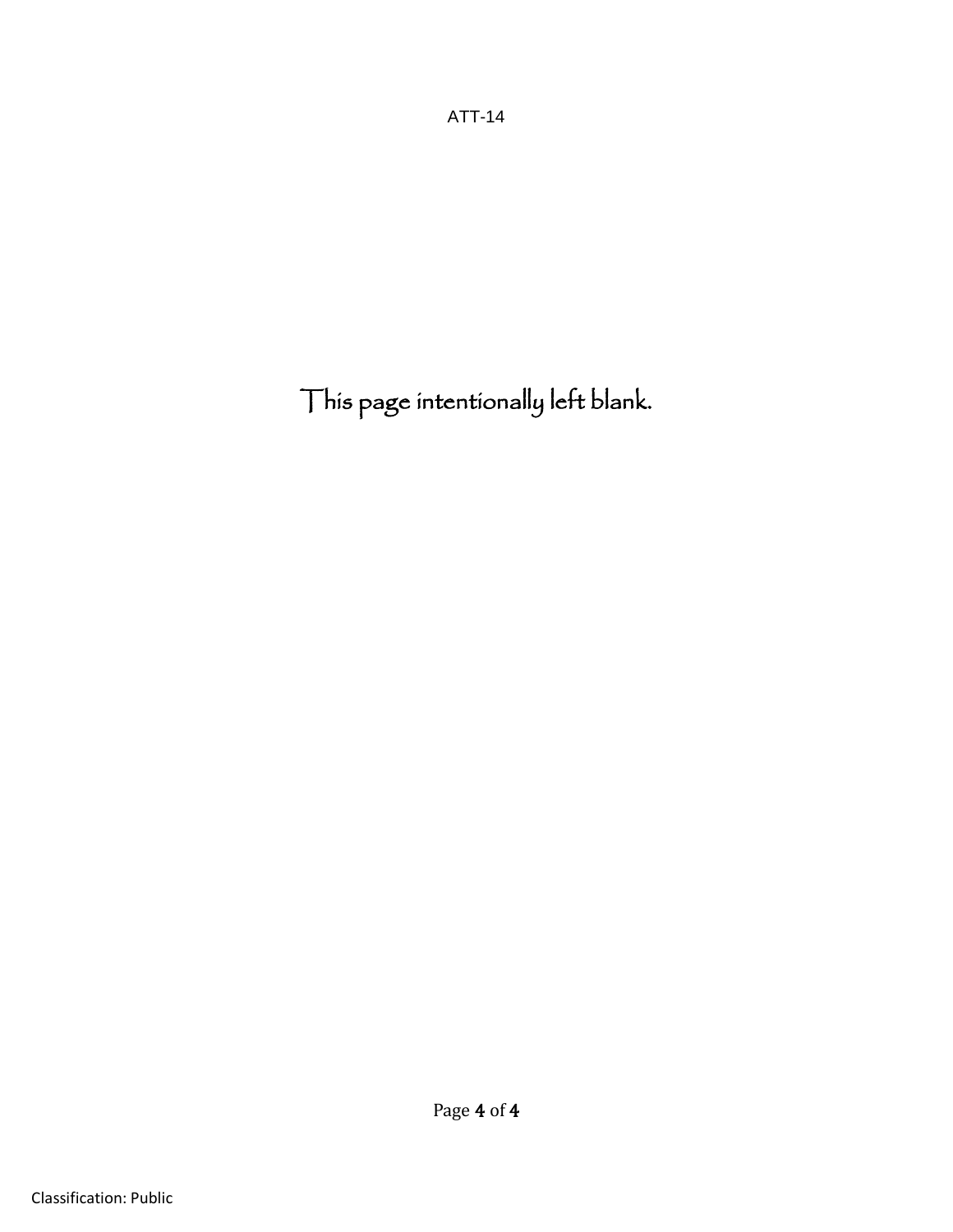ATT-14

This page intentionally left blank.

Classification: Public